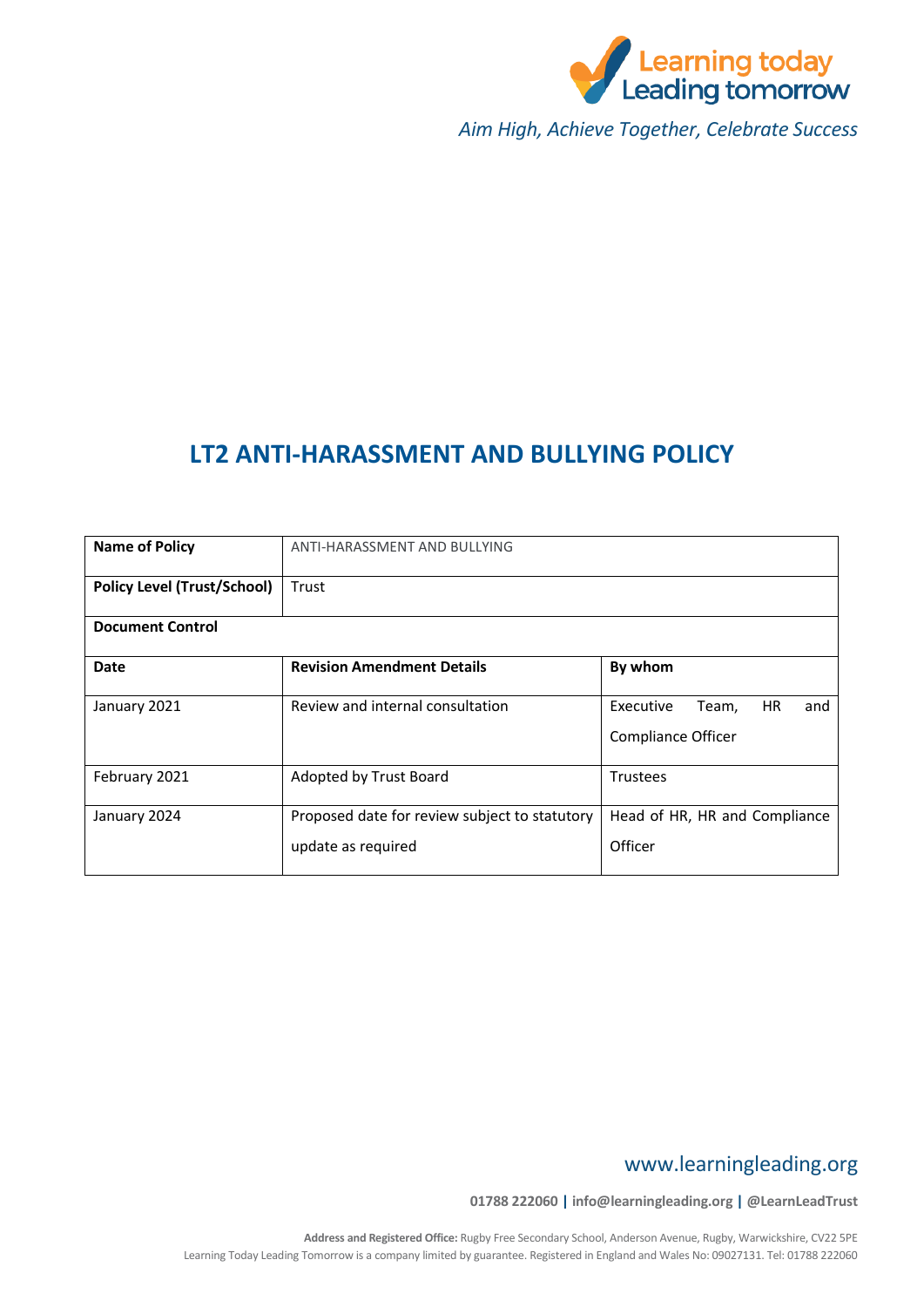Learning today
Leading tomorrow

*Aim High, Achieve Together, Celebrate Success*

# LT2 ANTI-HARASSMENT AND BULLYING POLICY

| **Name of Policy** | ANTI-HARASSMENT AND BULLYING | |
|---|---|---|
| **Policy Level (Trust/School)** | Trust | |
| **Document Control** | | |
| **Date** | **Revision Amendment Details** | **By whom** |
| January 2021 | Review and internal consultation | Executive Team, HR and Compliance Officer |
| February 2021 | Adopted by Trust Board | Trustees |
| January 2024 | Proposed date for review subject to statutory update as required | Head of HR, HR and Compliance Officer |

www.learningleading.org

**01788 222060 | info@learningleading.org | @LearnLeadTrust**

**Address and Registered Office:** Rugby Free Secondary School, Anderson Avenue, Rugby, Warwickshire, CV22 5PE
Learning Today Leading Tomorrow is a company limited by guarantee. Registered in England and Wales No: 09027131. Tel: 01788 222060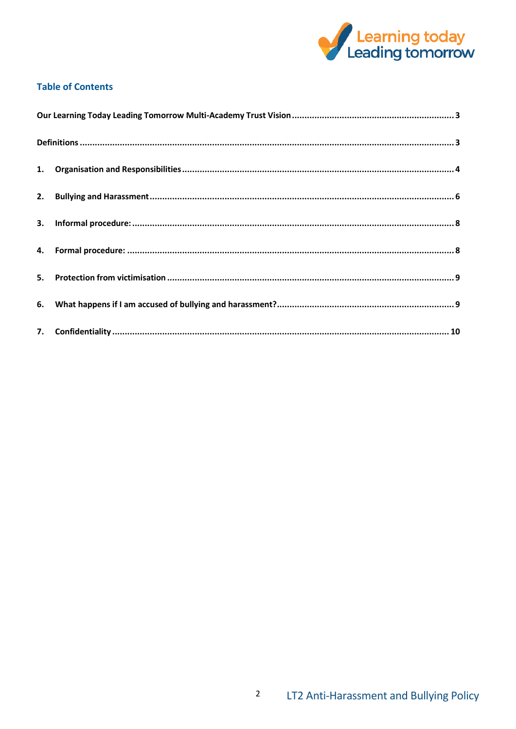## Table of Contents

Our Learning Today Leading Tomorrow Multi-Academy Trust Vision ........ 3

Definitions ........ 3

1. Organisation and Responsibilities ........ 4
2. Bullying and Harassment ........ 6
3. Informal procedure: ........ 8
4. Formal procedure: ........ 8
5. Protection from victimisation ........ 9
6. What happens if I am accused of bullying and harassment? ........ 9
7. Confidentiality ........ 10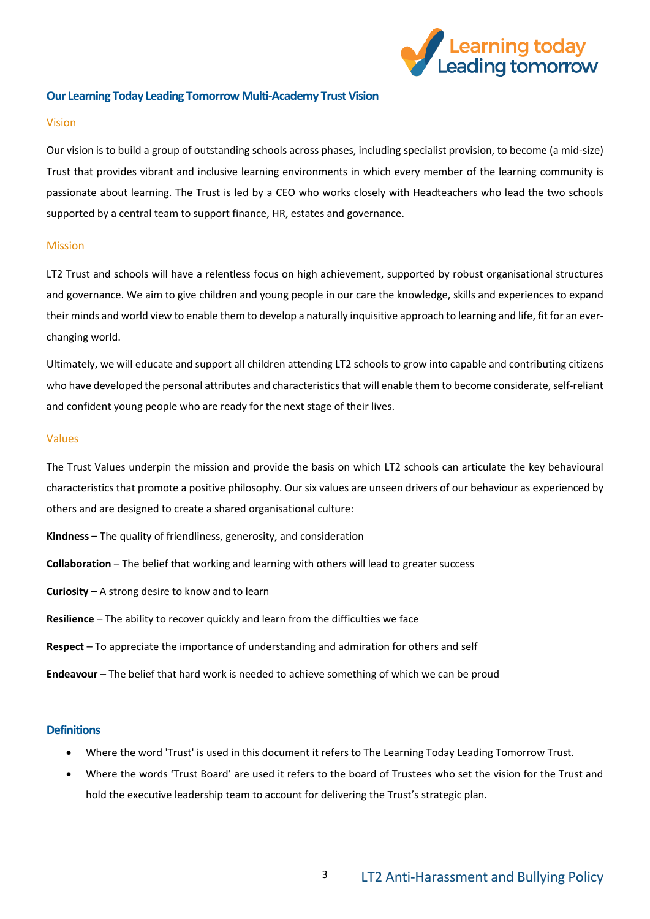## Our Learning Today Leading Tomorrow Multi-Academy Trust Vision

### Vision

Our vision is to build a group of outstanding schools across phases, including specialist provision, to become (a mid-size) Trust that provides vibrant and inclusive learning environments in which every member of the learning community is passionate about learning. The Trust is led by a CEO who works closely with Headteachers who lead the two schools supported by a central team to support finance, HR, estates and governance.

### Mission

LT2 Trust and schools will have a relentless focus on high achievement, supported by robust organisational structures and governance. We aim to give children and young people in our care the knowledge, skills and experiences to expand their minds and world view to enable them to develop a naturally inquisitive approach to learning and life, fit for an ever-changing world.

Ultimately, we will educate and support all children attending LT2 schools to grow into capable and contributing citizens who have developed the personal attributes and characteristics that will enable them to become considerate, self-reliant and confident young people who are ready for the next stage of their lives.

### Values

The Trust Values underpin the mission and provide the basis on which LT2 schools can articulate the key behavioural characteristics that promote a positive philosophy. Our six values are unseen drivers of our behaviour as experienced by others and are designed to create a shared organisational culture:

**Kindness –** The quality of friendliness, generosity, and consideration

**Collaboration** – The belief that working and learning with others will lead to greater success

**Curiosity –** A strong desire to know and to learn

**Resilience** – The ability to recover quickly and learn from the difficulties we face

**Respect** – To appreciate the importance of understanding and admiration for others and self

**Endeavour** – The belief that hard work is needed to achieve something of which we can be proud

## Definitions

- Where the word 'Trust' is used in this document it refers to The Learning Today Leading Tomorrow Trust.
- Where the words 'Trust Board' are used it refers to the board of Trustees who set the vision for the Trust and hold the executive leadership team to account for delivering the Trust's strategic plan.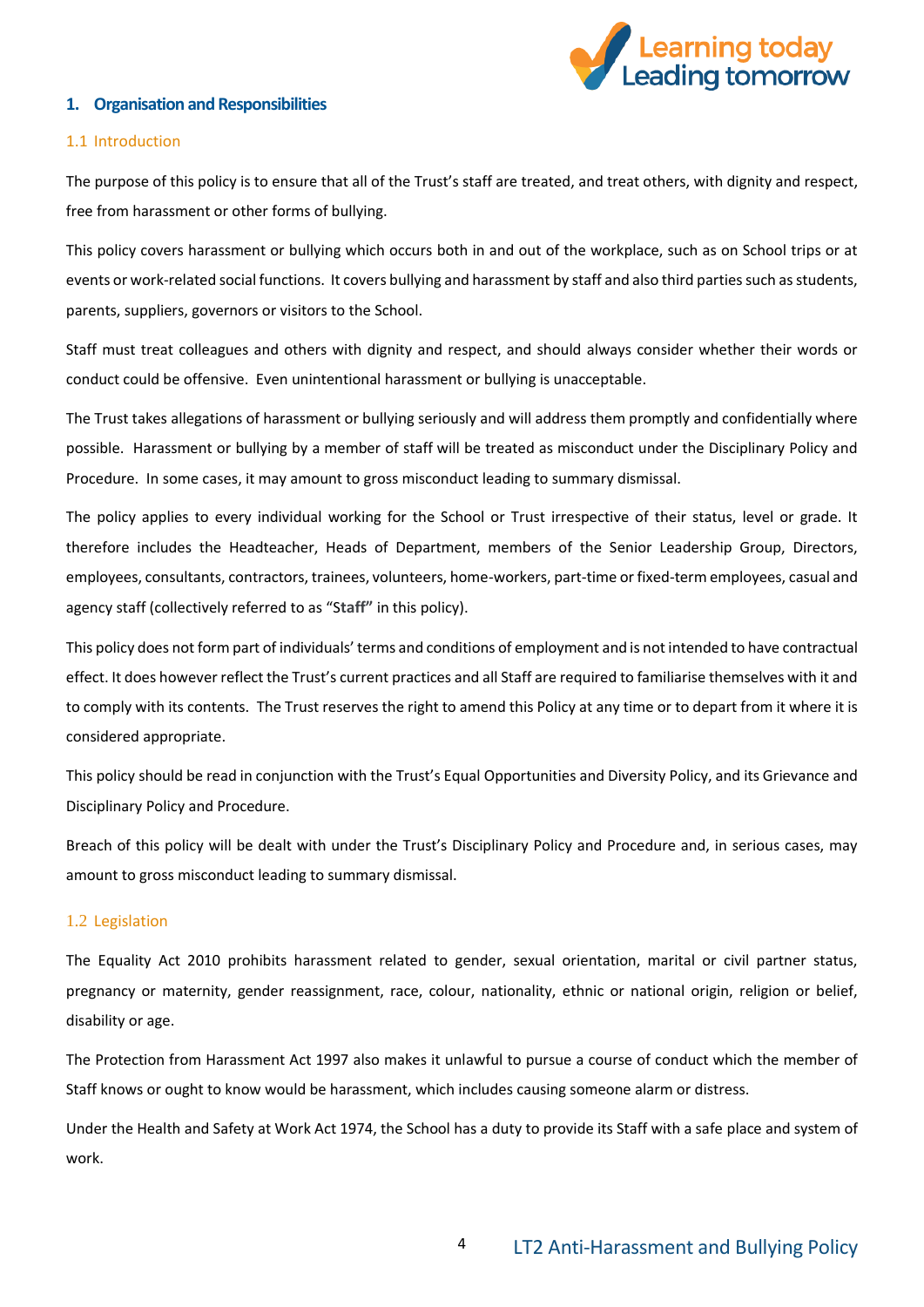## 1. Organisation and Responsibilities

### 1.1 Introduction

The purpose of this policy is to ensure that all of the Trust's staff are treated, and treat others, with dignity and respect, free from harassment or other forms of bullying.

This policy covers harassment or bullying which occurs both in and out of the workplace, such as on School trips or at events or work-related social functions. It covers bullying and harassment by staff and also third parties such as students, parents, suppliers, governors or visitors to the School.

Staff must treat colleagues and others with dignity and respect, and should always consider whether their words or conduct could be offensive. Even unintentional harassment or bullying is unacceptable.

The Trust takes allegations of harassment or bullying seriously and will address them promptly and confidentially where possible. Harassment or bullying by a member of staff will be treated as misconduct under the Disciplinary Policy and Procedure. In some cases, it may amount to gross misconduct leading to summary dismissal.

The policy applies to every individual working for the School or Trust irrespective of their status, level or grade. It therefore includes the Headteacher, Heads of Department, members of the Senior Leadership Group, Directors, employees, consultants, contractors, trainees, volunteers, home-workers, part-time or fixed-term employees, casual and agency staff (collectively referred to as "**Staff**" in this policy).

This policy does not form part of individuals' terms and conditions of employment and is not intended to have contractual effect. It does however reflect the Trust's current practices and all Staff are required to familiarise themselves with it and to comply with its contents. The Trust reserves the right to amend this Policy at any time or to depart from it where it is considered appropriate.

This policy should be read in conjunction with the Trust's Equal Opportunities and Diversity Policy, and its Grievance and Disciplinary Policy and Procedure.

Breach of this policy will be dealt with under the Trust's Disciplinary Policy and Procedure and, in serious cases, may amount to gross misconduct leading to summary dismissal.

### 1.2 Legislation

The Equality Act 2010 prohibits harassment related to gender, sexual orientation, marital or civil partner status, pregnancy or maternity, gender reassignment, race, colour, nationality, ethnic or national origin, religion or belief, disability or age.

The Protection from Harassment Act 1997 also makes it unlawful to pursue a course of conduct which the member of Staff knows or ought to know would be harassment, which includes causing someone alarm or distress.

Under the Health and Safety at Work Act 1974, the School has a duty to provide its Staff with a safe place and system of work.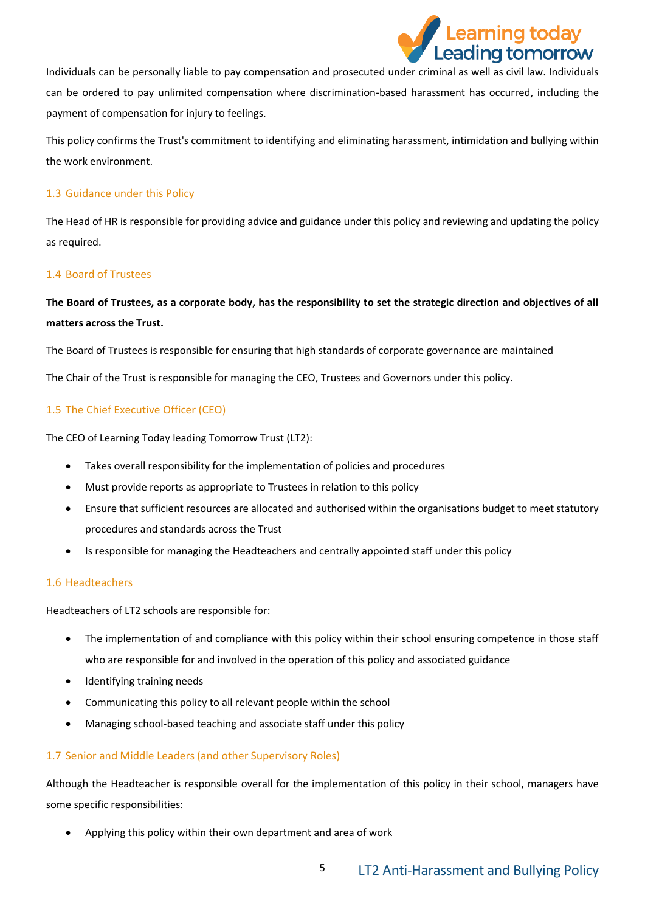Individuals can be personally liable to pay compensation and prosecuted under criminal as well as civil law. Individuals can be ordered to pay unlimited compensation where discrimination-based harassment has occurred, including the payment of compensation for injury to feelings.

This policy confirms the Trust's commitment to identifying and eliminating harassment, intimidation and bullying within the work environment.

### 1.3 Guidance under this Policy

The Head of HR is responsible for providing advice and guidance under this policy and reviewing and updating the policy as required.

### 1.4 Board of Trustees

**The Board of Trustees, as a corporate body, has the responsibility to set the strategic direction and objectives of all matters across the Trust.**

The Board of Trustees is responsible for ensuring that high standards of corporate governance are maintained

The Chair of the Trust is responsible for managing the CEO, Trustees and Governors under this policy.

### 1.5 The Chief Executive Officer (CEO)

The CEO of Learning Today leading Tomorrow Trust (LT2):

- Takes overall responsibility for the implementation of policies and procedures
- Must provide reports as appropriate to Trustees in relation to this policy
- Ensure that sufficient resources are allocated and authorised within the organisations budget to meet statutory procedures and standards across the Trust
- Is responsible for managing the Headteachers and centrally appointed staff under this policy

### 1.6 Headteachers

Headteachers of LT2 schools are responsible for:

- The implementation of and compliance with this policy within their school ensuring competence in those staff who are responsible for and involved in the operation of this policy and associated guidance
- Identifying training needs
- Communicating this policy to all relevant people within the school
- Managing school-based teaching and associate staff under this policy

### 1.7 Senior and Middle Leaders (and other Supervisory Roles)

Although the Headteacher is responsible overall for the implementation of this policy in their school, managers have some specific responsibilities:

- Applying this policy within their own department and area of work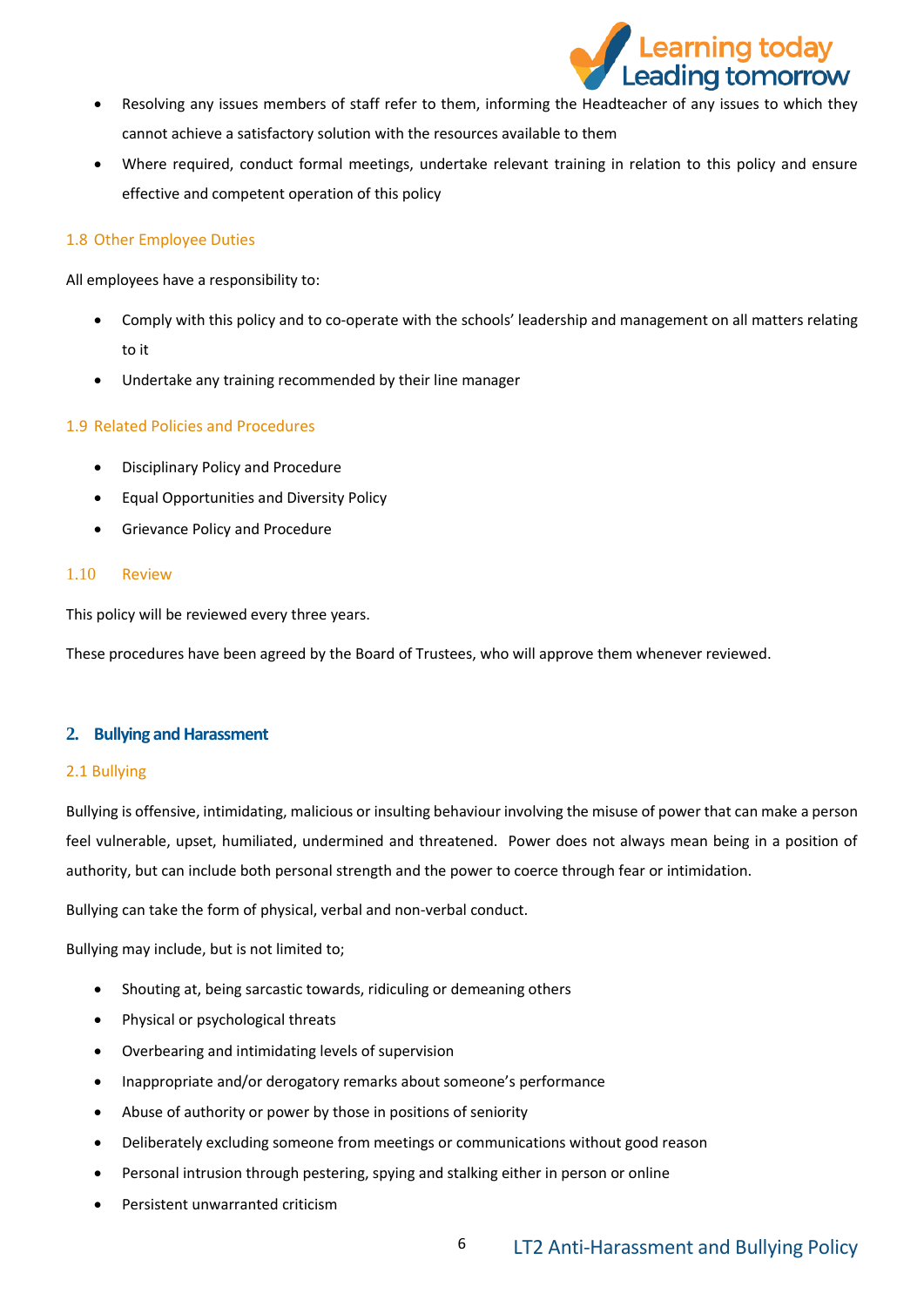- Resolving any issues members of staff refer to them, informing the Headteacher of any issues to which they cannot achieve a satisfactory solution with the resources available to them
- Where required, conduct formal meetings, undertake relevant training in relation to this policy and ensure effective and competent operation of this policy

### 1.8 Other Employee Duties

All employees have a responsibility to:

- Comply with this policy and to co-operate with the schools' leadership and management on all matters relating to it
- Undertake any training recommended by their line manager

### 1.9 Related Policies and Procedures

- Disciplinary Policy and Procedure
- Equal Opportunities and Diversity Policy
- Grievance Policy and Procedure

### 1.10 Review

This policy will be reviewed every three years.

These procedures have been agreed by the Board of Trustees, who will approve them whenever reviewed.

## 2. Bullying and Harassment

### 2.1 Bullying

Bullying is offensive, intimidating, malicious or insulting behaviour involving the misuse of power that can make a person feel vulnerable, upset, humiliated, undermined and threatened. Power does not always mean being in a position of authority, but can include both personal strength and the power to coerce through fear or intimidation.

Bullying can take the form of physical, verbal and non-verbal conduct.

Bullying may include, but is not limited to;

- Shouting at, being sarcastic towards, ridiculing or demeaning others
- Physical or psychological threats
- Overbearing and intimidating levels of supervision
- Inappropriate and/or derogatory remarks about someone's performance
- Abuse of authority or power by those in positions of seniority
- Deliberately excluding someone from meetings or communications without good reason
- Personal intrusion through pestering, spying and stalking either in person or online
- Persistent unwarranted criticism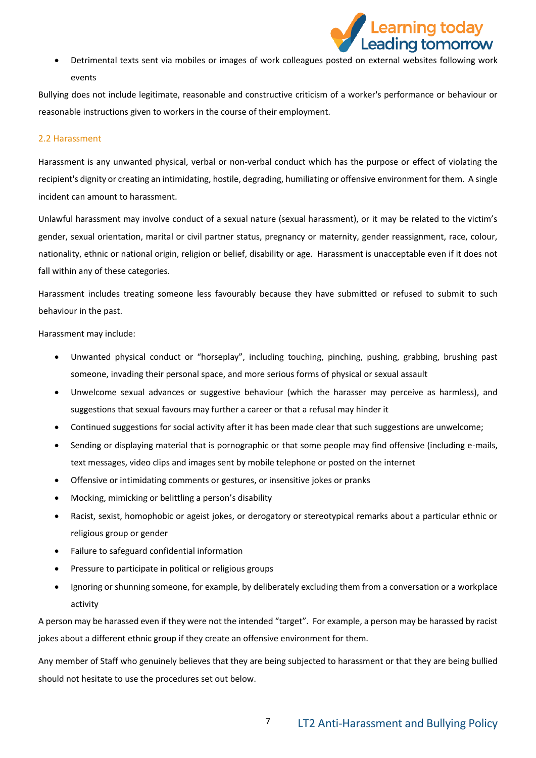- Detrimental texts sent via mobiles or images of work colleagues posted on external websites following work events

Bullying does not include legitimate, reasonable and constructive criticism of a worker's performance or behaviour or reasonable instructions given to workers in the course of their employment.

### 2.2 Harassment

Harassment is any unwanted physical, verbal or non-verbal conduct which has the purpose or effect of violating the recipient's dignity or creating an intimidating, hostile, degrading, humiliating or offensive environment for them. A single incident can amount to harassment.

Unlawful harassment may involve conduct of a sexual nature (sexual harassment), or it may be related to the victim's gender, sexual orientation, marital or civil partner status, pregnancy or maternity, gender reassignment, race, colour, nationality, ethnic or national origin, religion or belief, disability or age. Harassment is unacceptable even if it does not fall within any of these categories.

Harassment includes treating someone less favourably because they have submitted or refused to submit to such behaviour in the past.

Harassment may include:

- Unwanted physical conduct or "horseplay", including touching, pinching, pushing, grabbing, brushing past someone, invading their personal space, and more serious forms of physical or sexual assault
- Unwelcome sexual advances or suggestive behaviour (which the harasser may perceive as harmless), and suggestions that sexual favours may further a career or that a refusal may hinder it
- Continued suggestions for social activity after it has been made clear that such suggestions are unwelcome;
- Sending or displaying material that is pornographic or that some people may find offensive (including e-mails, text messages, video clips and images sent by mobile telephone or posted on the internet
- Offensive or intimidating comments or gestures, or insensitive jokes or pranks
- Mocking, mimicking or belittling a person's disability
- Racist, sexist, homophobic or ageist jokes, or derogatory or stereotypical remarks about a particular ethnic or religious group or gender
- Failure to safeguard confidential information
- Pressure to participate in political or religious groups
- Ignoring or shunning someone, for example, by deliberately excluding them from a conversation or a workplace activity

A person may be harassed even if they were not the intended "target". For example, a person may be harassed by racist jokes about a different ethnic group if they create an offensive environment for them.

Any member of Staff who genuinely believes that they are being subjected to harassment or that they are being bullied should not hesitate to use the procedures set out below.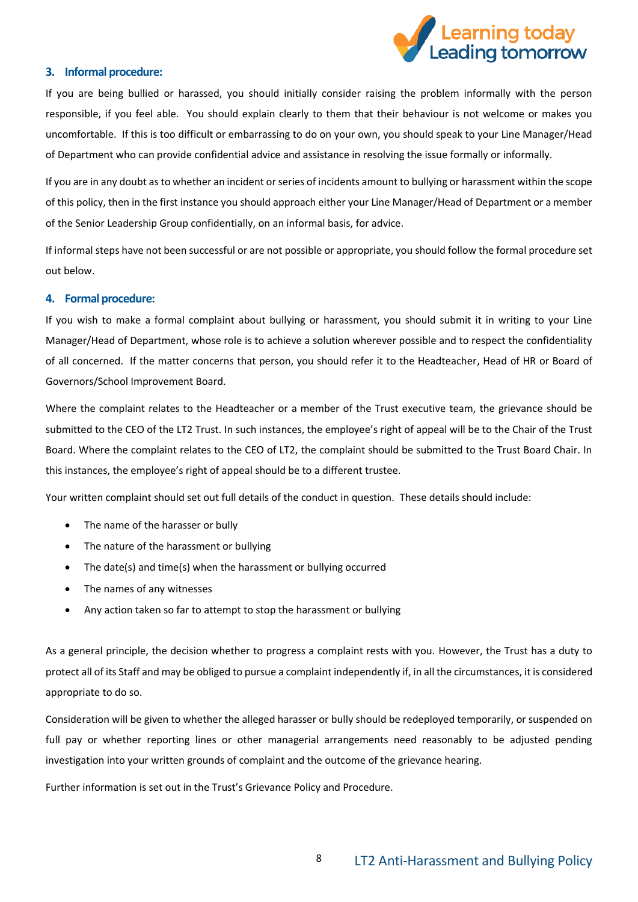## 3. Informal procedure:

If you are being bullied or harassed, you should initially consider raising the problem informally with the person responsible, if you feel able. You should explain clearly to them that their behaviour is not welcome or makes you uncomfortable. If this is too difficult or embarrassing to do on your own, you should speak to your Line Manager/Head of Department who can provide confidential advice and assistance in resolving the issue formally or informally.

If you are in any doubt as to whether an incident or series of incidents amount to bullying or harassment within the scope of this policy, then in the first instance you should approach either your Line Manager/Head of Department or a member of the Senior Leadership Group confidentially, on an informal basis, for advice.

If informal steps have not been successful or are not possible or appropriate, you should follow the formal procedure set out below.

## 4. Formal procedure:

If you wish to make a formal complaint about bullying or harassment, you should submit it in writing to your Line Manager/Head of Department, whose role is to achieve a solution wherever possible and to respect the confidentiality of all concerned. If the matter concerns that person, you should refer it to the Headteacher, Head of HR or Board of Governors/School Improvement Board.

Where the complaint relates to the Headteacher or a member of the Trust executive team, the grievance should be submitted to the CEO of the LT2 Trust. In such instances, the employee's right of appeal will be to the Chair of the Trust Board. Where the complaint relates to the CEO of LT2, the complaint should be submitted to the Trust Board Chair. In this instances, the employee's right of appeal should be to a different trustee.

Your written complaint should set out full details of the conduct in question. These details should include:

- The name of the harasser or bully
- The nature of the harassment or bullying
- The date(s) and time(s) when the harassment or bullying occurred
- The names of any witnesses
- Any action taken so far to attempt to stop the harassment or bullying

As a general principle, the decision whether to progress a complaint rests with you. However, the Trust has a duty to protect all of its Staff and may be obliged to pursue a complaint independently if, in all the circumstances, it is considered appropriate to do so.

Consideration will be given to whether the alleged harasser or bully should be redeployed temporarily, or suspended on full pay or whether reporting lines or other managerial arrangements need reasonably to be adjusted pending investigation into your written grounds of complaint and the outcome of the grievance hearing.

Further information is set out in the Trust's Grievance Policy and Procedure.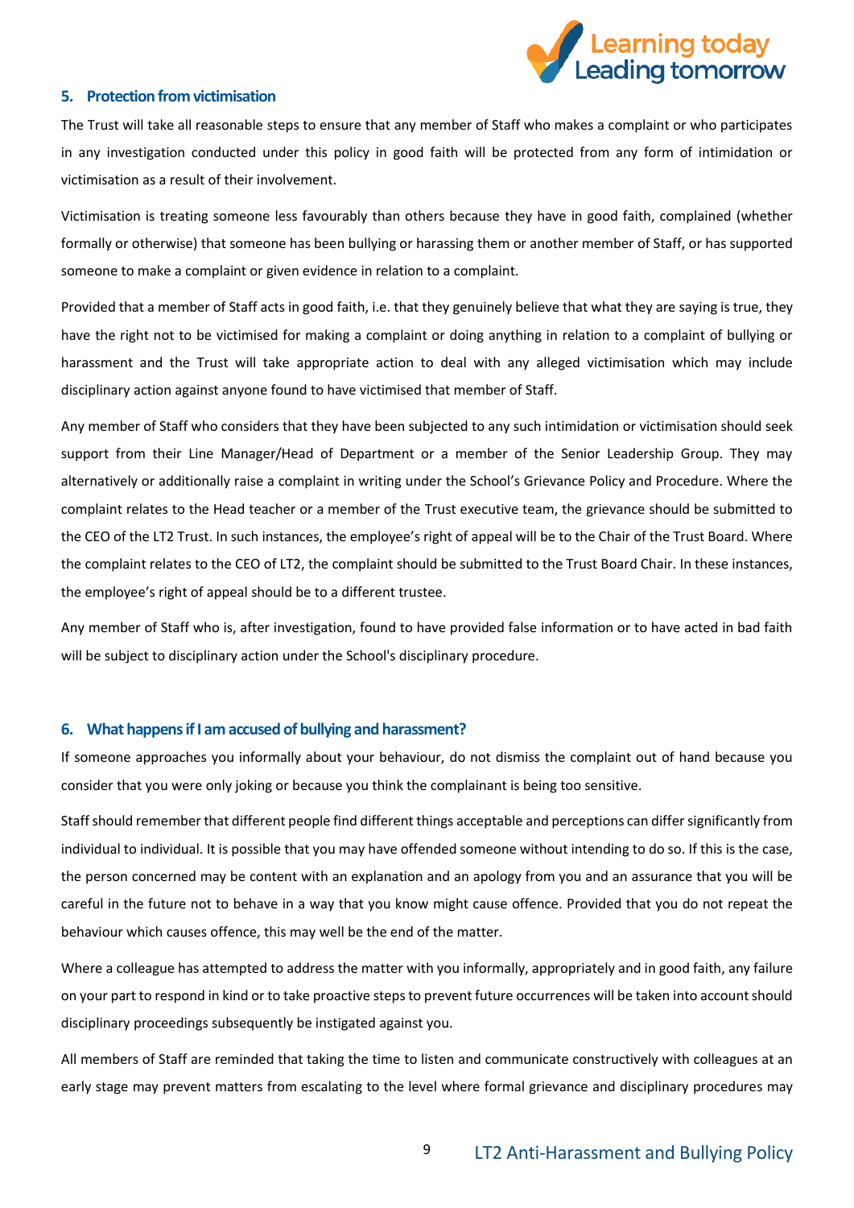## 5. Protection from victimisation

The Trust will take all reasonable steps to ensure that any member of Staff who makes a complaint or who participates in any investigation conducted under this policy in good faith will be protected from any form of intimidation or victimisation as a result of their involvement.

Victimisation is treating someone less favourably than others because they have in good faith, complained (whether formally or otherwise) that someone has been bullying or harassing them or another member of Staff, or has supported someone to make a complaint or given evidence in relation to a complaint.

Provided that a member of Staff acts in good faith, i.e. that they genuinely believe that what they are saying is true, they have the right not to be victimised for making a complaint or doing anything in relation to a complaint of bullying or harassment and the Trust will take appropriate action to deal with any alleged victimisation which may include disciplinary action against anyone found to have victimised that member of Staff.

Any member of Staff who considers that they have been subjected to any such intimidation or victimisation should seek support from their Line Manager/Head of Department or a member of the Senior Leadership Group. They may alternatively or additionally raise a complaint in writing under the School's Grievance Policy and Procedure. Where the complaint relates to the Head teacher or a member of the Trust executive team, the grievance should be submitted to the CEO of the LT2 Trust. In such instances, the employee's right of appeal will be to the Chair of the Trust Board. Where the complaint relates to the CEO of LT2, the complaint should be submitted to the Trust Board Chair. In these instances, the employee's right of appeal should be to a different trustee.

Any member of Staff who is, after investigation, found to have provided false information or to have acted in bad faith will be subject to disciplinary action under the School's disciplinary procedure.

## 6. What happens if I am accused of bullying and harassment?

If someone approaches you informally about your behaviour, do not dismiss the complaint out of hand because you consider that you were only joking or because you think the complainant is being too sensitive.

Staff should remember that different people find different things acceptable and perceptions can differ significantly from individual to individual. It is possible that you may have offended someone without intending to do so. If this is the case, the person concerned may be content with an explanation and an apology from you and an assurance that you will be careful in the future not to behave in a way that you know might cause offence. Provided that you do not repeat the behaviour which causes offence, this may well be the end of the matter.

Where a colleague has attempted to address the matter with you informally, appropriately and in good faith, any failure on your part to respond in kind or to take proactive steps to prevent future occurrences will be taken into account should disciplinary proceedings subsequently be instigated against you.

All members of Staff are reminded that taking the time to listen and communicate constructively with colleagues at an early stage may prevent matters from escalating to the level where formal grievance and disciplinary procedures may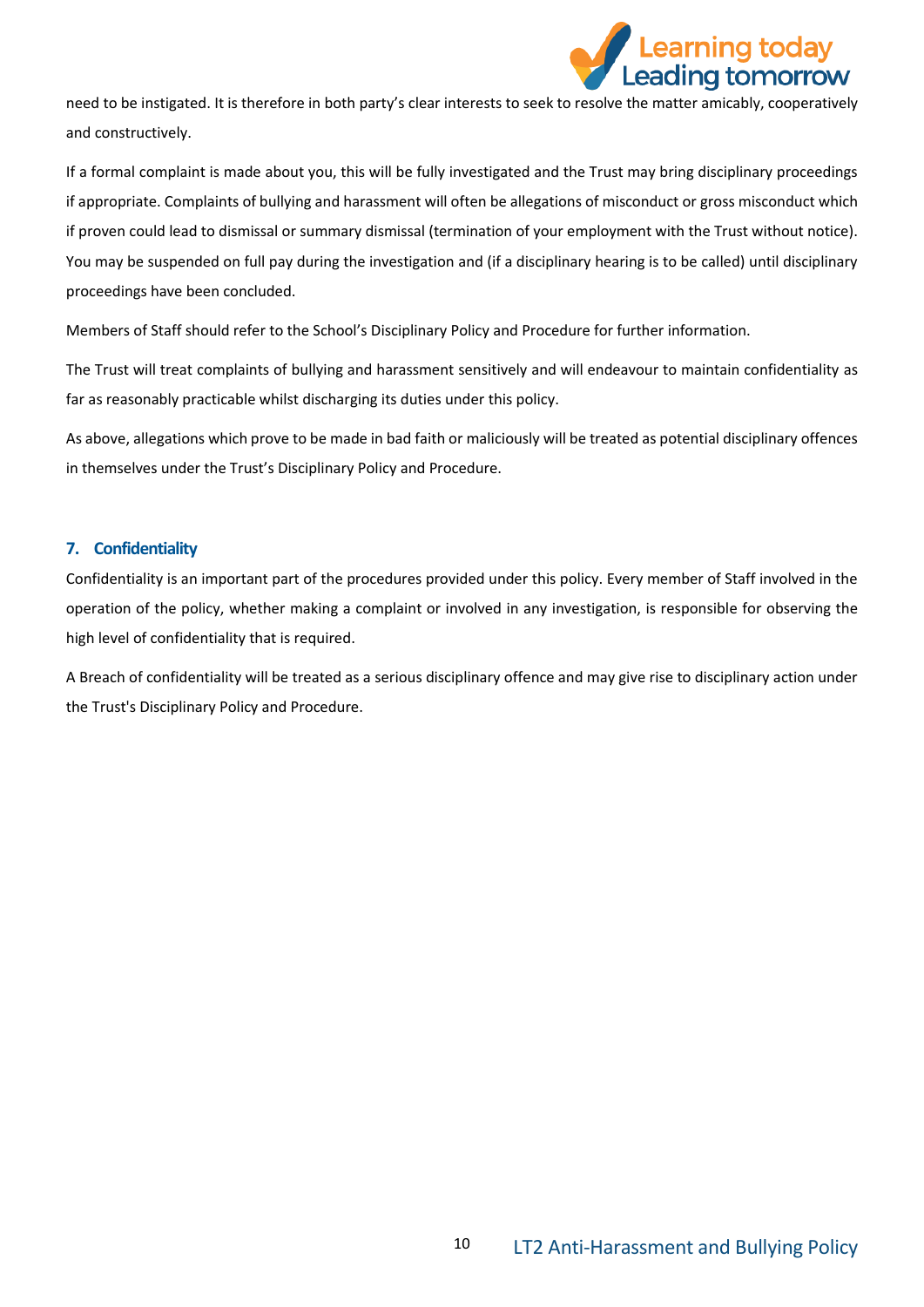need to be instigated. It is therefore in both party's clear interests to seek to resolve the matter amicably, cooperatively and constructively.

If a formal complaint is made about you, this will be fully investigated and the Trust may bring disciplinary proceedings if appropriate. Complaints of bullying and harassment will often be allegations of misconduct or gross misconduct which if proven could lead to dismissal or summary dismissal (termination of your employment with the Trust without notice). You may be suspended on full pay during the investigation and (if a disciplinary hearing is to be called) until disciplinary proceedings have been concluded.

Members of Staff should refer to the School's Disciplinary Policy and Procedure for further information.

The Trust will treat complaints of bullying and harassment sensitively and will endeavour to maintain confidentiality as far as reasonably practicable whilst discharging its duties under this policy.

As above, allegations which prove to be made in bad faith or maliciously will be treated as potential disciplinary offences in themselves under the Trust's Disciplinary Policy and Procedure.

## 7. Confidentiality

Confidentiality is an important part of the procedures provided under this policy. Every member of Staff involved in the operation of the policy, whether making a complaint or involved in any investigation, is responsible for observing the high level of confidentiality that is required.

A Breach of confidentiality will be treated as a serious disciplinary offence and may give rise to disciplinary action under the Trust's Disciplinary Policy and Procedure.